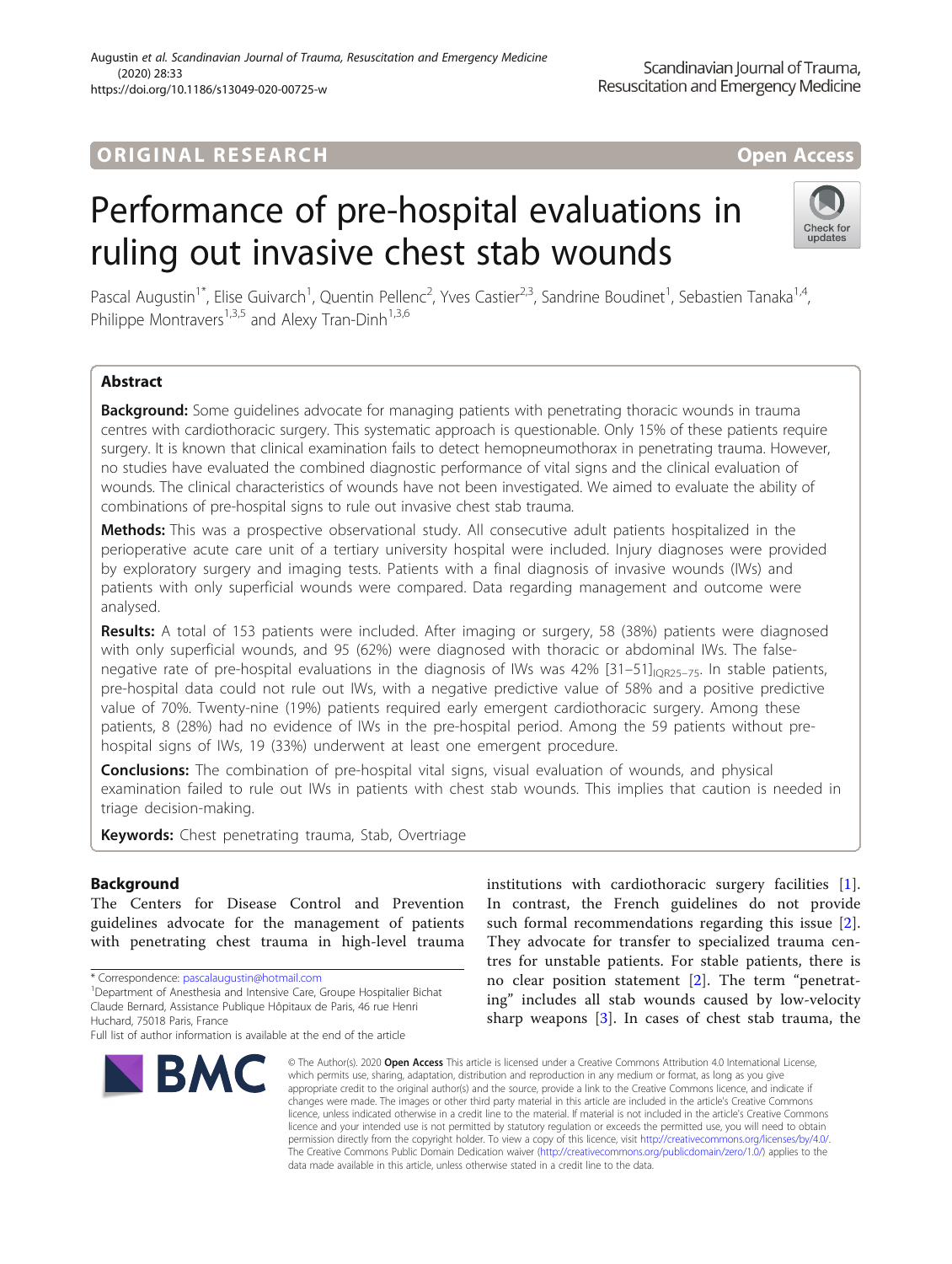ORIGINAL RESEARCH

Open Access

# Performance of pre-hospital evaluations in ruling out invasive chest stab wounds

Pascal Augustin[1*], Elise Guivarch[1], Quentin Pellenc[2], Yves Castier[2,3], Sandrine Boudinet[1], Sebastien Tanaka[1,4], Philippe Montravers[1,3,5] and Alexy Tran-Dinh[1,3,6]

## Abstract

**Background:** Some guidelines advocate for managing patients with penetrating thoracic wounds in trauma centres with cardiothoracic surgery. This systematic approach is questionable. Only 15% of these patients require surgery. It is known that clinical examination fails to detect hemopneumothorax in penetrating trauma. However, no studies have evaluated the combined diagnostic performance of vital signs and the clinical evaluation of wounds. The clinical characteristics of wounds have not been investigated. We aimed to evaluate the ability of combinations of pre-hospital signs to rule out invasive chest stab trauma.

**Methods:** This was a prospective observational study. All consecutive adult patients hospitalized in the perioperative acute care unit of a tertiary university hospital were included. Injury diagnoses were provided by exploratory surgery and imaging tests. Patients with a final diagnosis of invasive wounds (IWs) and patients with only superficial wounds were compared. Data regarding management and outcome were analysed.

**Results:** A total of 153 patients were included. After imaging or surgery, 58 (38%) patients were diagnosed with only superficial wounds, and 95 (62%) were diagnosed with thoracic or abdominal IWs. The false-negative rate of pre-hospital evaluations in the diagnosis of IWs was 42% $[31–51]_{IQR25–75}$. In stable patients, pre-hospital data could not rule out IWs, with a negative predictive value of 58% and a positive predictive value of 70%. Twenty-nine (19%) patients required early emergent cardiothoracic surgery. Among these patients, 8 (28%) had no evidence of IWs in the pre-hospital period. Among the 59 patients without pre-hospital signs of IWs, 19 (33%) underwent at least one emergent procedure.

**Conclusions:** The combination of pre-hospital vital signs, visual evaluation of wounds, and physical examination failed to rule out IWs in patients with chest stab wounds. This implies that caution is needed in triage decision-making.

**Keywords:** Chest penetrating trauma, Stab, Overtriage

## Background

The Centers for Disease Control and Prevention guidelines advocate for the management of patients with penetrating chest trauma in high-level trauma institutions with cardiothoracic surgery facilities [1]. In contrast, the French guidelines do not provide such formal recommendations regarding this issue [2]. They advocate for transfer to specialized trauma centres for unstable patients. For stable patients, there is no clear position statement [2]. The term "penetrating" includes all stab wounds caused by low-velocity sharp weapons [3]. In cases of chest stab trauma, the

* Correspondence: pascalaugustin@hotmail.com
[1]Department of Anesthesia and Intensive Care, Groupe Hospitalier Bichat Claude Bernard, Assistance Publique Hôpitaux de Paris, 46 rue Henri Huchard, 75018 Paris, France
Full list of author information is available at the end of the article

© The Author(s). 2020 **Open Access** This article is licensed under a Creative Commons Attribution 4.0 International License, which permits use, sharing, adaptation, distribution and reproduction in any medium or format, as long as you give appropriate credit to the original author(s) and the source, provide a link to the Creative Commons licence, and indicate if changes were made. The images or other third party material in this article are included in the article's Creative Commons licence, unless indicated otherwise in a credit line to the material. If material is not included in the article's Creative Commons licence and your intended use is not permitted by statutory regulation or exceeds the permitted use, you will need to obtain permission directly from the copyright holder. To view a copy of this licence, visit http://creativecommons.org/licenses/by/4.0/. The Creative Commons Public Domain Dedication waiver (http://creativecommons.org/publicdomain/zero/1.0/) applies to the data made available in this article, unless otherwise stated in a credit line to the data.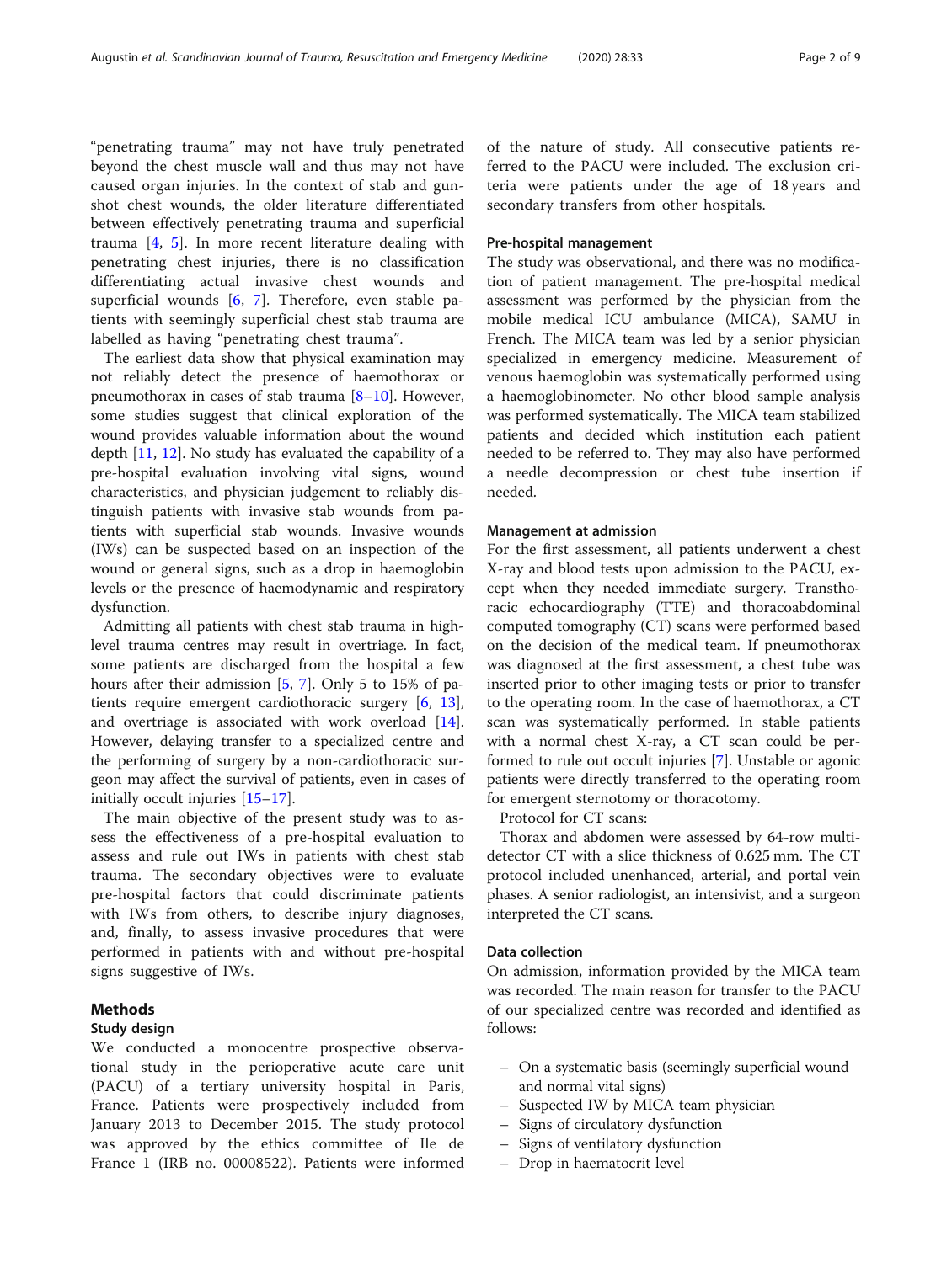"penetrating trauma" may not have truly penetrated beyond the chest muscle wall and thus may not have caused organ injuries. In the context of stab and gunshot chest wounds, the older literature differentiated between effectively penetrating trauma and superficial trauma [4, 5]. In more recent literature dealing with penetrating chest injuries, there is no classification differentiating actual invasive chest wounds and superficial wounds [6, 7]. Therefore, even stable patients with seemingly superficial chest stab trauma are labelled as having "penetrating chest trauma".

The earliest data show that physical examination may not reliably detect the presence of haemothorax or pneumothorax in cases of stab trauma [8–10]. However, some studies suggest that clinical exploration of the wound provides valuable information about the wound depth [11, 12]. No study has evaluated the capability of a pre-hospital evaluation involving vital signs, wound characteristics, and physician judgement to reliably distinguish patients with invasive stab wounds from patients with superficial stab wounds. Invasive wounds (IWs) can be suspected based on an inspection of the wound or general signs, such as a drop in haemoglobin levels or the presence of haemodynamic and respiratory dysfunction.

Admitting all patients with chest stab trauma in high-level trauma centres may result in overtriage. In fact, some patients are discharged from the hospital a few hours after their admission [5, 7]. Only 5 to 15% of patients require emergent cardiothoracic surgery [6, 13], and overtriage is associated with work overload [14]. However, delaying transfer to a specialized centre and the performing of surgery by a non-cardiothoracic surgeon may affect the survival of patients, even in cases of initially occult injuries [15–17].

The main objective of the present study was to assess the effectiveness of a pre-hospital evaluation to assess and rule out IWs in patients with chest stab trauma. The secondary objectives were to evaluate pre-hospital factors that could discriminate patients with IWs from others, to describe injury diagnoses, and, finally, to assess invasive procedures that were performed in patients with and without pre-hospital signs suggestive of IWs.

## Methods

### Study design

We conducted a monocentre prospective observational study in the perioperative acute care unit (PACU) of a tertiary university hospital in Paris, France. Patients were prospectively included from January 2013 to December 2015. The study protocol was approved by the ethics committee of Ile de France 1 (IRB no. 00008522). Patients were informed of the nature of study. All consecutive patients referred to the PACU were included. The exclusion criteria were patients under the age of 18 years and secondary transfers from other hospitals.

### Pre-hospital management

The study was observational, and there was no modification of patient management. The pre-hospital medical assessment was performed by the physician from the mobile medical ICU ambulance (MICA), SAMU in French. The MICA team was led by a senior physician specialized in emergency medicine. Measurement of venous haemoglobin was systematically performed using a haemoglobinometer. No other blood sample analysis was performed systematically. The MICA team stabilized patients and decided which institution each patient needed to be referred to. They may also have performed a needle decompression or chest tube insertion if needed.

### Management at admission

For the first assessment, all patients underwent a chest X-ray and blood tests upon admission to the PACU, except when they needed immediate surgery. Transthoracic echocardiography (TTE) and thoracoabdominal computed tomography (CT) scans were performed based on the decision of the medical team. If pneumothorax was diagnosed at the first assessment, a chest tube was inserted prior to other imaging tests or prior to transfer to the operating room. In the case of haemothorax, a CT scan was systematically performed. In stable patients with a normal chest X-ray, a CT scan could be performed to rule out occult injuries [7]. Unstable or agonic patients were directly transferred to the operating room for emergent sternotomy or thoracotomy.

Protocol for CT scans:

Thorax and abdomen were assessed by 64-row multidetector CT with a slice thickness of 0.625 mm. The CT protocol included unenhanced, arterial, and portal vein phases. A senior radiologist, an intensivist, and a surgeon interpreted the CT scans.

### Data collection

On admission, information provided by the MICA team was recorded. The main reason for transfer to the PACU of our specialized centre was recorded and identified as follows:

- On a systematic basis (seemingly superficial wound and normal vital signs)
- Suspected IW by MICA team physician
- Signs of circulatory dysfunction
- Signs of ventilatory dysfunction
- Drop in haematocrit level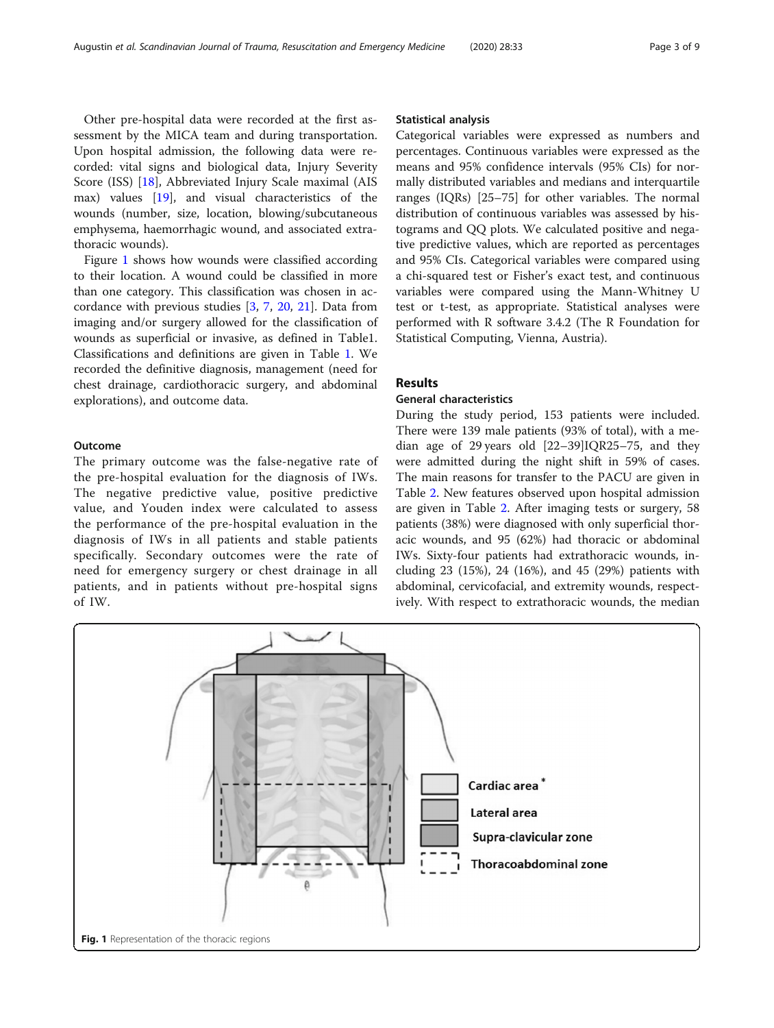Other pre-hospital data were recorded at the first assessment by the MICA team and during transportation. Upon hospital admission, the following data were recorded: vital signs and biological data, Injury Severity Score (ISS) [18], Abbreviated Injury Scale maximal (AIS max) values [19], and visual characteristics of the wounds (number, size, location, blowing/subcutaneous emphysema, haemorrhagic wound, and associated extra-thoracic wounds).

Figure 1 shows how wounds were classified according to their location. A wound could be classified in more than one category. This classification was chosen in accordance with previous studies [3, 7, 20, 21]. Data from imaging and/or surgery allowed for the classification of wounds as superficial or invasive, as defined in Table1. Classifications and definitions are given in Table 1. We recorded the definitive diagnosis, management (need for chest drainage, cardiothoracic surgery, and abdominal explorations), and outcome data.

### Outcome

The primary outcome was the false-negative rate of the pre-hospital evaluation for the diagnosis of IWs. The negative predictive value, positive predictive value, and Youden index were calculated to assess the performance of the pre-hospital evaluation in the diagnosis of IWs in all patients and stable patients specifically. Secondary outcomes were the rate of need for emergency surgery or chest drainage in all patients, and in patients without pre-hospital signs of IW.

### Statistical analysis

Categorical variables were expressed as numbers and percentages. Continuous variables were expressed as the means and 95% confidence intervals (95% CIs) for normally distributed variables and medians and interquartile ranges (IQRs) [25–75] for other variables. The normal distribution of continuous variables was assessed by histograms and QQ plots. We calculated positive and negative predictive values, which are reported as percentages and 95% CIs. Categorical variables were compared using a chi-squared test or Fisher's exact test, and continuous variables were compared using the Mann-Whitney U test or t-test, as appropriate. Statistical analyses were performed with R software 3.4.2 (The R Foundation for Statistical Computing, Vienna, Austria).

## Results

### General characteristics

During the study period, 153 patients were included. There were 139 male patients (93% of total), with a median age of 29 years old [22–39]IQR25–75, and they were admitted during the night shift in 59% of cases. The main reasons for transfer to the PACU are given in Table 2. New features observed upon hospital admission are given in Table 2. After imaging tests or surgery, 58 patients (38%) were diagnosed with only superficial thoracic wounds, and 95 (62%) had thoracic or abdominal IWs. Sixty-four patients had extrathoracic wounds, including 23 (15%), 24 (16%), and 45 (29%) patients with abdominal, cervicofacial, and extremity wounds, respectively. With respect to extrathoracic wounds, the median

Cardiac area *
Lateral area
Supra-clavicular zone
Thoracoabdominal zone

**Fig. 1** Representation of the thoracic regions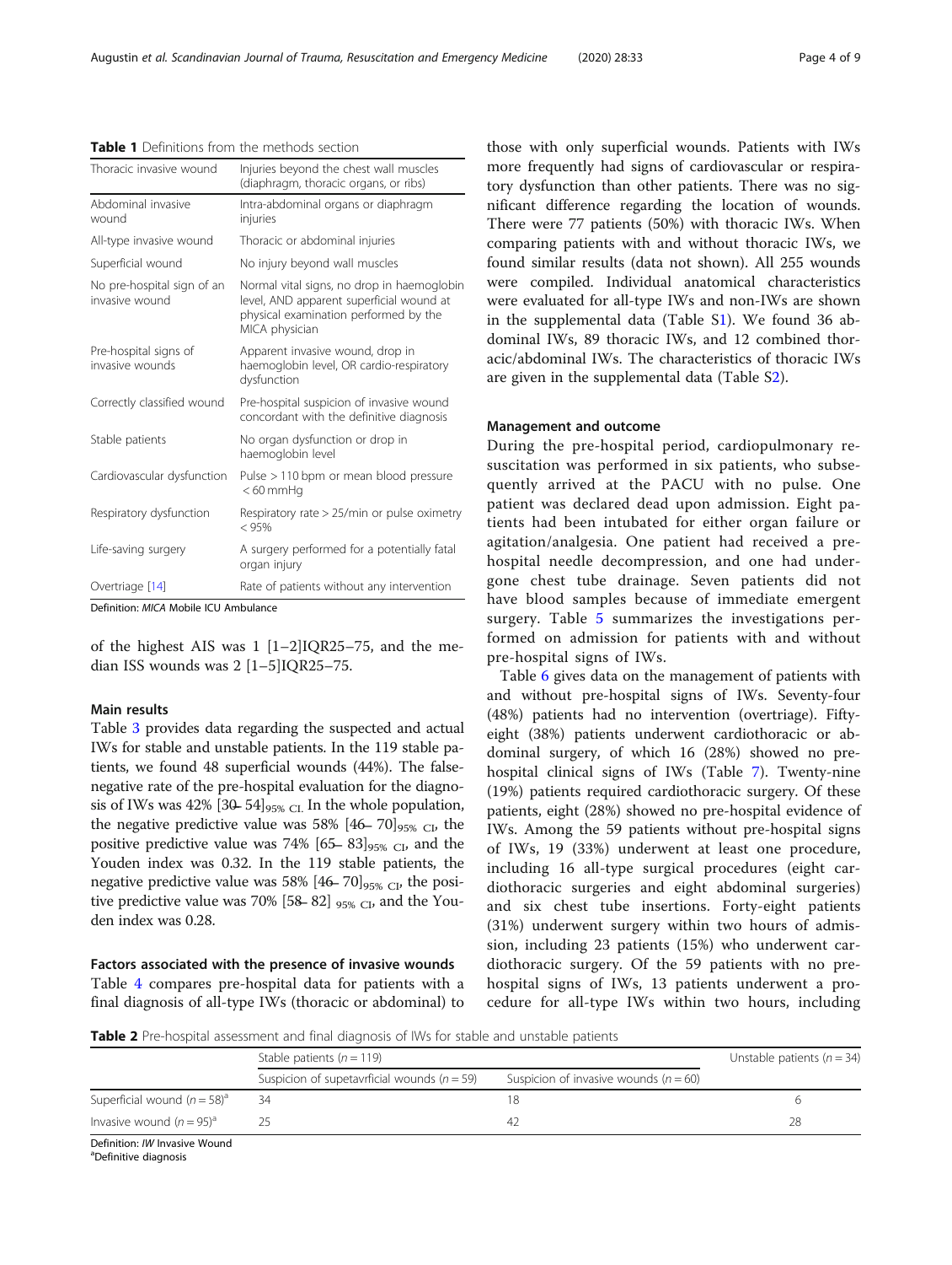**Table 1** Definitions from the methods section

| | |
|---|---|
| Thoracic invasive wound | Injuries beyond the chest wall muscles (diaphragm, thoracic organs, or ribs) |
| Abdominal invasive wound | Intra-abdominal organs or diaphragm injuries |
| All-type invasive wound | Thoracic or abdominal injuries |
| Superficial wound | No injury beyond wall muscles |
| No pre-hospital sign of an invasive wound | Normal vital signs, no drop in haemoglobin level, AND apparent superficial wound at physical examination performed by the MICA physician |
| Pre-hospital signs of invasive wounds | Apparent invasive wound, drop in haemoglobin level, OR cardio-respiratory dysfunction |
| Correctly classified wound | Pre-hospital suspicion of invasive wound concordant with the definitive diagnosis |
| Stable patients | No organ dysfunction or drop in haemoglobin level |
| Cardiovascular dysfunction | Pulse > 110 bpm or mean blood pressure < 60 mmHg |
| Respiratory dysfunction | Respiratory rate > 25/min or pulse oximetry < 95% |
| Life-saving surgery | A surgery performed for a potentially fatal organ injury |
| Overtriage [14] | Rate of patients without any intervention |

Definition: *MICA* Mobile ICU Ambulance

of the highest AIS was 1 [1–2]IQR25–75, and the median ISS wounds was 2 [1–5]IQR25–75.

### Main results

Table 3 provides data regarding the suspected and actual IWs for stable and unstable patients. In the 119 stable patients, we found 48 superficial wounds (44%). The false-negative rate of the pre-hospital evaluation for the diagnosis of IWs was 42% $[30\text{–}54]_{95\%\ CI}$. In the whole population, the negative predictive value was 58% $[46\text{–}70]_{95\%\ CI}$, the positive predictive value was 74% $[65\text{–}83]_{95\%\ CI}$, and the Youden index was 0.32. In the 119 stable patients, the negative predictive value was 58% $[46\text{–}70]_{95\%\ CI}$, the positive predictive value was 70% $[58\text{–}82]_{95\%\ CI}$, and the Youden index was 0.28.

### Factors associated with the presence of invasive wounds

Table 4 compares pre-hospital data for patients with a final diagnosis of all-type IWs (thoracic or abdominal) to those with only superficial wounds. Patients with IWs more frequently had signs of cardiovascular or respiratory dysfunction than other patients. There was no significant difference regarding the location of wounds. There were 77 patients (50%) with thoracic IWs. When comparing patients with and without thoracic IWs, we found similar results (data not shown). All 255 wounds were compiled. Individual anatomical characteristics were evaluated for all-type IWs and non-IWs are shown in the supplemental data (Table S1). We found 36 abdominal IWs, 89 thoracic IWs, and 12 combined thoracic/abdominal IWs. The characteristics of thoracic IWs are given in the supplemental data (Table S2).

### Management and outcome

During the pre-hospital period, cardiopulmonary resuscitation was performed in six patients, who subsequently arrived at the PACU with no pulse. One patient was declared dead upon admission. Eight patients had been intubated for either organ failure or agitation/analgesia. One patient had received a pre-hospital needle decompression, and one had undergone chest tube drainage. Seven patients did not have blood samples because of immediate emergent surgery. Table 5 summarizes the investigations performed on admission for patients with and without pre-hospital signs of IWs.

Table 6 gives data on the management of patients with and without pre-hospital signs of IWs. Seventy-four (48%) patients had no intervention (overtriage). Fifty-eight (38%) patients underwent cardiothoracic or abdominal surgery, of which 16 (28%) showed no pre-hospital clinical signs of IWs (Table 7). Twenty-nine (19%) patients required cardiothoracic surgery. Of these patients, eight (28%) showed no pre-hospital evidence of IWs. Among the 59 patients without pre-hospital signs of IWs, 19 (33%) underwent at least one procedure, including 16 all-type surgical procedures (eight cardiothoracic surgeries and eight abdominal surgeries) and six chest tube insertions. Forty-eight patients (31%) underwent surgery within two hours of admission, including 23 patients (15%) who underwent cardiothoracic surgery. Of the 59 patients with no pre-hospital signs of IWs, 13 patients underwent a procedure for all-type IWs within two hours, including

**Table 2** Pre-hospital assessment and final diagnosis of IWs for stable and unstable patients

| | Stable patients ($n = 119$) | | Unstable patients ($n = 34$) |
|---|---|---|---|
| | Suspicion of supetavrficial wounds ($n = 59$) | Suspicion of invasive wounds ($n = 60$) | |
| Superficial wound ($n = 58$)[a] | 34 | 18 | 6 |
| Invasive wound ($n = 95$)[a] | 25 | 42 | 28 |

Definition: *IW* Invasive Wound
[a]Definitive diagnosis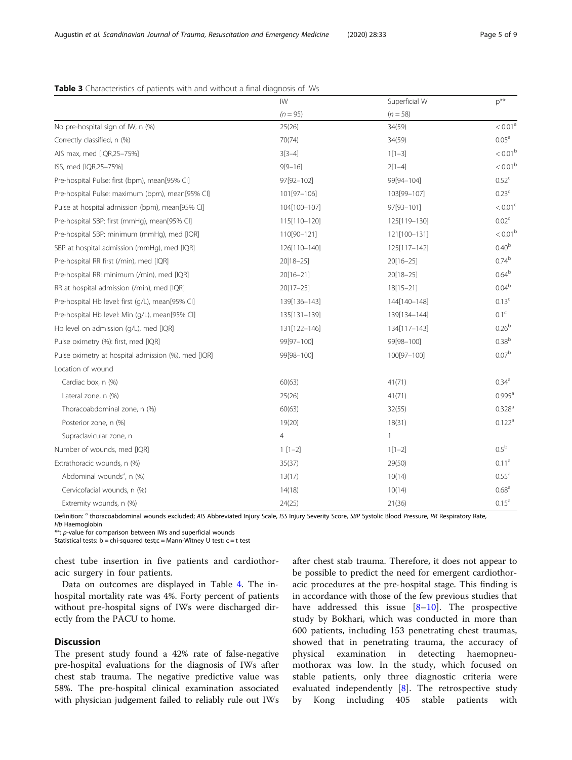**Table 3** Characteristics of patients with and without a final diagnosis of IWs

| | IW | Superficial W | p** |
|---|---|---|---|
| | (n = 95) | (n = 58) | |
| No pre-hospital sign of IW, n (%) | 25(26) | 34(59) | < 0.01[a] |
| Correctly classified, n (%) | 70(74) | 34(59) | 0.05[a] |
| AIS max, med [IQR,25–75%] | 3[3–4] | 1[1–3] | < 0.01[b] |
| ISS, med [IQR,25–75%] | 9[9–16] | 2[1–4] | < 0.01[b] |
| Pre-hospital Pulse: first (bpm), mean[95% CI] | 97[92–102] | 99[94–104] | 0.52[c] |
| Pre-hospital Pulse: maximum (bpm), mean[95% CI] | 101[97–106] | 103[99–107] | 0.23[c] |
| Pulse at hospital admission (bpm), mean[95% CI] | 104[100–107] | 97[93–101] | < 0.01[c] |
| Pre-hospital SBP: first (mmHg), mean[95% CI] | 115[110–120] | 125[119–130] | 0.02[c] |
| Pre-hospital SBP: minimum (mmHg), med [IQR] | 110[90–121] | 121[100–131] | < 0.01[b] |
| SBP at hospital admission (mmHg), med [IQR] | 126[110–140] | 125[117–142] | 0.40[b] |
| Pre-hospital RR first (/min), med [IQR] | 20[18–25] | 20[16–25] | 0.74[b] |
| Pre-hospital RR: minimum (/min), med [IQR] | 20[16–21] | 20[18–25] | 0.64[b] |
| RR at hospital admission (/min), med [IQR] | 20[17–25] | 18[15–21] | 0.04[b] |
| Pre-hospital Hb level: first (g/L), mean[95% CI] | 139[136–143] | 144[140–148] | 0.13[c] |
| Pre-hospital Hb level: Min (g/L), mean[95% CI] | 135[131–139] | 139[134–144] | 0.1[c] |
| Hb level on admission (g/L), med [IQR] | 131[122–146] | 134[117–143] | 0.26[b] |
| Pulse oximetry (%): first, med [IQR] | 99[97–100] | 99[98–100] | 0.38[b] |
| Pulse oximetry at hospital admission (%), med [IQR] | 99[98–100] | 100[97–100] | 0.07[b] |
| Location of wound | | | |
| Cardiac box, n (%) | 60(63) | 41(71) | 0.34[a] |
| Lateral zone, n (%) | 25(26) | 41(71) | 0.995[a] |
| Thoracoabdominal zone, n (%) | 60(63) | 32(55) | 0.328[a] |
| Posterior zone, n (%) | 19(20) | 18(31) | 0.122[a] |
| Supraclavicular zone, n | 4 | 1 | |
| Number of wounds, med [IQR] | 1 [1–2] | 1[1–2] | 0.5[b] |
| Extrathoracic wounds, n (%) | 35(37) | 29(50) | 0.11[a] |
| Abdominal wounds[a], n (%) | 13(17) | 10(14) | 0.55[a] |
| Cervicofacial wounds, n (%) | 14(18) | 10(14) | 0.68[a] |
| Extremity wounds, n (%) | 24(25) | 21(36) | 0.15[a] |

Definition: [a] thoracoabdominal wounds excluded; *AIS* Abbreviated Injury Scale, *ISS* Injury Severity Score, *SBP* Systolic Blood Pressure, *RR* Respiratory Rate, *Hb* Haemoglobin

**: *p*-value for comparison between IWs and superficial wounds

Statistical tests: b = chi-squared test;c = Mann-Witney U test; c = t test

chest tube insertion in five patients and cardiothoracic surgery in four patients.

Data on outcomes are displayed in Table 4. The in-hospital mortality rate was 4%. Forty percent of patients without pre-hospital signs of IWs were discharged directly from the PACU to home.

## Discussion

The present study found a 42% rate of false-negative pre-hospital evaluations for the diagnosis of IWs after chest stab trauma. The negative predictive value was 58%. The pre-hospital clinical examination associated with physician judgement failed to reliably rule out IWs after chest stab trauma. Therefore, it does not appear to be possible to predict the need for emergent cardiothoracic procedures at the pre-hospital stage. This finding is in accordance with those of the few previous studies that have addressed this issue [8–10]. The prospective study by Bokhari, which was conducted in more than 600 patients, including 153 penetrating chest traumas, showed that in penetrating trauma, the accuracy of physical examination in detecting haemopneumothorax was low. In the study, which focused on stable patients, only three diagnostic criteria were evaluated independently [8]. The retrospective study by Kong including 405 stable patients with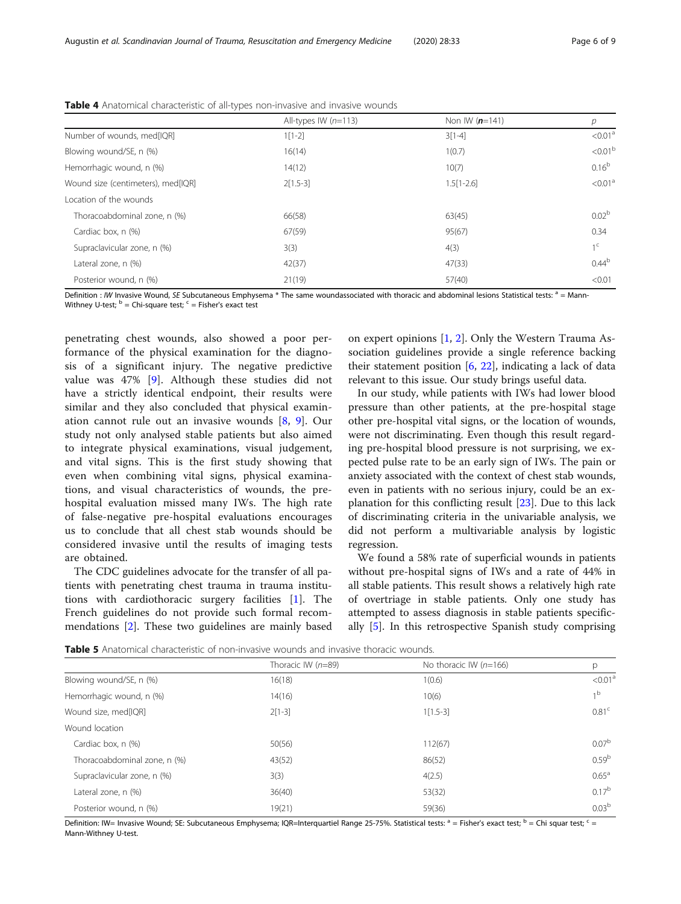**Table 4** Anatomical characteristic of all-types non-invasive and invasive wounds

| | All-types IW (*n*=113) | Non IW (***n***=141) | *p* |
|---|---|---|---|
| Number of wounds, med[IQR] | 1[1-2] | 3[1-4] | <0.01[a] |
| Blowing wound/SE, n (%) | 16(14) | 1(0.7) | <0.01[b] |
| Hemorrhagic wound, n (%) | 14(12) | 10(7) | 0.16[b] |
| Wound size (centimeters), med[IQR] | 2[1.5-3] | 1.5[1-2.6] | <0.01[a] |
| Location of the wounds | | | |
| Thoracoabdominal zone, n (%) | 66(58) | 63(45) | 0.02[b] |
| Cardiac box, n (%) | 67(59) | 95(67) | 0.34 |
| Supraclavicular zone, n (%) | 3(3) | 4(3) | 1[c] |
| Lateral zone, n (%) | 42(37) | 47(33) | 0.44[b] |
| Posterior wound, n (%) | 21(19) | 57(40) | <0.01 |

Definition : *IW* Invasive Wound, *SE* Subcutaneous Emphysema * The same woundassociated with thoracic and abdominal lesions Statistical tests: [a] = Mann-Withney U-test; [b] = Chi-square test; [c] = Fisher's exact test

penetrating chest wounds, also showed a poor performance of the physical examination for the diagnosis of a significant injury. The negative predictive value was 47% [9]. Although these studies did not have a strictly identical endpoint, their results were similar and they also concluded that physical examination cannot rule out an invasive wounds [8, 9]. Our study not only analysed stable patients but also aimed to integrate physical examinations, visual judgement, and vital signs. This is the first study showing that even when combining vital signs, physical examinations, and visual characteristics of wounds, the pre-hospital evaluation missed many IWs. The high rate of false-negative pre-hospital evaluations encourages us to conclude that all chest stab wounds should be considered invasive until the results of imaging tests are obtained.

The CDC guidelines advocate for the transfer of all patients with penetrating chest trauma in trauma institutions with cardiothoracic surgery facilities [1]. The French guidelines do not provide such formal recommendations [2]. These two guidelines are mainly based on expert opinions [1, 2]. Only the Western Trauma Association guidelines provide a single reference backing their statement position [6, 22], indicating a lack of data relevant to this issue. Our study brings useful data.

In our study, while patients with IWs had lower blood pressure than other patients, at the pre-hospital stage other pre-hospital vital signs, or the location of wounds, were not discriminating. Even though this result regarding pre-hospital blood pressure is not surprising, we expected pulse rate to be an early sign of IWs. The pain or anxiety associated with the context of chest stab wounds, even in patients with no serious injury, could be an explanation for this conflicting result [23]. Due to this lack of discriminating criteria in the univariable analysis, we did not perform a multivariable analysis by logistic regression.

We found a 58% rate of superficial wounds in patients without pre-hospital signs of IWs and a rate of 44% in all stable patients. This result shows a relatively high rate of overtriage in stable patients. Only one study has attempted to assess diagnosis in stable patients specifically [5]. In this retrospective Spanish study comprising

**Table 5** Anatomical characteristic of non-invasive wounds and invasive thoracic wounds.

| | Thoracic IW (*n*=89) | No thoracic IW (*n*=166) | p |
|---|---|---|---|
| Blowing wound/SE, n (%) | 16(18) | 1(0.6) | <0.01[a] |
| Hemorrhagic wound, n (%) | 14(16) | 10(6) | 1[b] |
| Wound size, med[IQR] | 2[1-3] | 1[1.5-3] | 0.81[c] |
| Wound location | | | |
| Cardiac box, n (%) | 50(56) | 112(67) | 0.07[b] |
| Thoracoabdominal zone, n (%) | 43(52) | 86(52) | 0.59[b] |
| Supraclavicular zone, n (%) | 3(3) | 4(2.5) | 0.65[a] |
| Lateral zone, n (%) | 36(40) | 53(32) | 0.17[b] |
| Posterior wound, n (%) | 19(21) | 59(36) | 0.03[b] |

Definition: IW= Invasive Wound; SE: Subcutaneous Emphysema; IQR=Interquartiel Range 25-75%. Statistical tests: [a] = Fisher's exact test; [b] = Chi squar test; [c] = Mann-Withney U-test.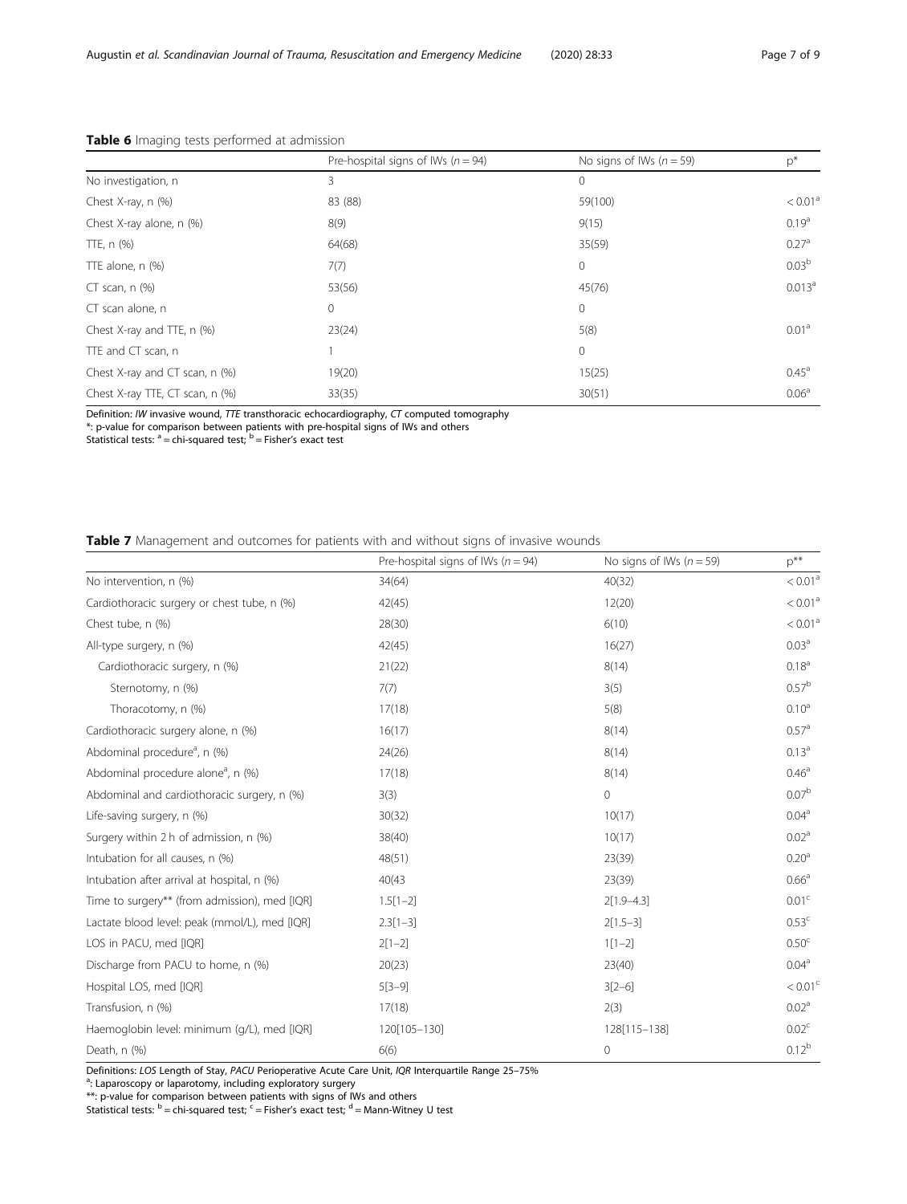**Table 6** Imaging tests performed at admission

| | Pre-hospital signs of IWs ($n = 94$) | No signs of IWs ($n = 59$) | p* |
|---|---|---|---|
| No investigation, n | 3 | 0 | |
| Chest X-ray, n (%) | 83 (88) | 59(100) | < 0.01[a] |
| Chest X-ray alone, n (%) | 8(9) | 9(15) | 0.19[a] |
| TTE, n (%) | 64(68) | 35(59) | 0.27[a] |
| TTE alone, n (%) | 7(7) | 0 | 0.03[b] |
| CT scan, n (%) | 53(56) | 45(76) | 0.013[a] |
| CT scan alone, n | 0 | 0 | |
| Chest X-ray and TTE, n (%) | 23(24) | 5(8) | 0.01[a] |
| TTE and CT scan, n | 1 | 0 | |
| Chest X-ray and CT scan, n (%) | 19(20) | 15(25) | 0.45[a] |
| Chest X-ray TTE, CT scan, n (%) | 33(35) | 30(51) | 0.06[a] |

Definition: *IW* invasive wound, *TTE* transthoracic echocardiography, *CT* computed tomography
*: p-value for comparison between patients with pre-hospital signs of IWs and others
Statistical tests: [a] = chi-squared test; [b] = Fisher's exact test

**Table 7** Management and outcomes for patients with and without signs of invasive wounds

| | Pre-hospital signs of IWs ($n = 94$) | No signs of IWs ($n = 59$) | p** |
|---|---|---|---|
| No intervention, n (%) | 34(64) | 40(32) | < 0.01[a] |
| Cardiothoracic surgery or chest tube, n (%) | 42(45) | 12(20) | < 0.01[a] |
| Chest tube, n (%) | 28(30) | 6(10) | < 0.01[a] |
| All-type surgery, n (%) | 42(45) | 16(27) | 0.03[a] |
| Cardiothoracic surgery, n (%) | 21(22) | 8(14) | 0.18[a] |
| Sternotomy, n (%) | 7(7) | 3(5) | 0.57[b] |
| Thoracotomy, n (%) | 17(18) | 5(8) | 0.10[a] |
| Cardiothoracic surgery alone, n (%) | 16(17) | 8(14) | 0.57[a] |
| Abdominal procedure[a], n (%) | 24(26) | 8(14) | 0.13[a] |
| Abdominal procedure alone[a], n (%) | 17(18) | 8(14) | 0.46[a] |
| Abdominal and cardiothoracic surgery, n (%) | 3(3) | 0 | 0.07[b] |
| Life-saving surgery, n (%) | 30(32) | 10(17) | 0.04[a] |
| Surgery within 2 h of admission, n (%) | 38(40) | 10(17) | 0.02[a] |
| Intubation for all causes, n (%) | 48(51) | 23(39) | 0.20[a] |
| Intubation after arrival at hospital, n (%) | 40(43 | 23(39) | 0.66[a] |
| Time to surgery** (from admission), med [IQR] | 1.5[1–2] | 2[1.9–4.3] | 0.01[c] |
| Lactate blood level: peak (mmol/L), med [IQR] | 2.3[1–3] | 2[1.5–3] | 0.53[c] |
| LOS in PACU, med [IQR] | 2[1–2] | 1[1–2] | 0.50[c] |
| Discharge from PACU to home, n (%) | 20(23) | 23(40) | 0.04[a] |
| Hospital LOS, med [IQR] | 5[3–9] | 3[2–6] | < 0.01[c] |
| Transfusion, n (%) | 17(18) | 2(3) | 0.02[a] |
| Haemoglobin level: minimum (g/L), med [IQR] | 120[105–130] | 128[115–138] | 0.02[c] |
| Death, n (%) | 6(6) | 0 | 0.12[b] |

Definitions: *LOS* Length of Stay, *PACU* Perioperative Acute Care Unit, *IQR* Interquartile Range 25–75%
[a]: Laparoscopy or laparotomy, including exploratory surgery
**: p-value for comparison between patients with signs of IWs and others
Statistical tests: [b] = chi-squared test; [c] = Fisher's exact test; [d] = Mann-Witney U test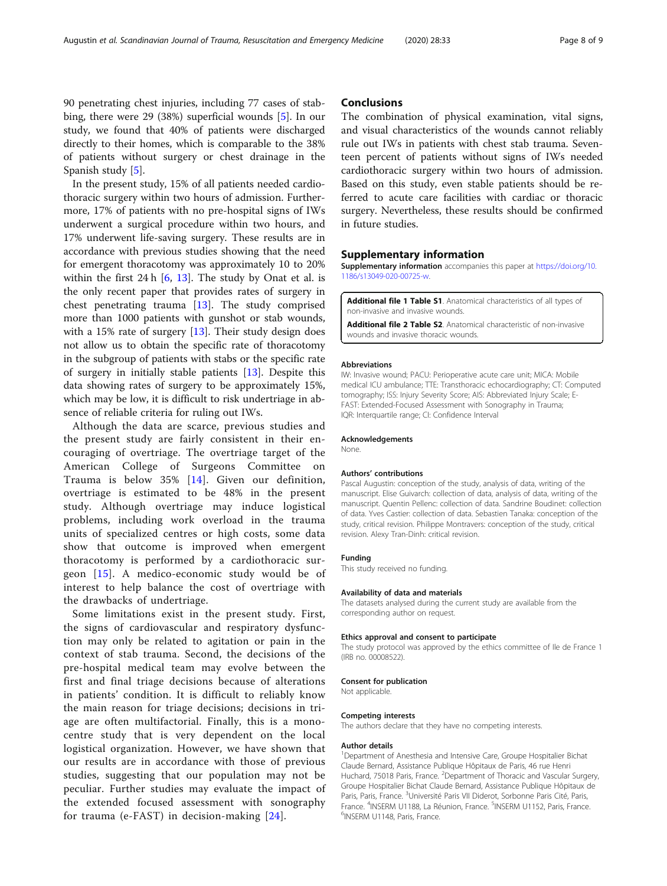90 penetrating chest injuries, including 77 cases of stabbing, there were 29 (38%) superficial wounds [5]. In our study, we found that 40% of patients were discharged directly to their homes, which is comparable to the 38% of patients without surgery or chest drainage in the Spanish study [5].

In the present study, 15% of all patients needed cardiothoracic surgery within two hours of admission. Furthermore, 17% of patients with no pre-hospital signs of IWs underwent a surgical procedure within two hours, and 17% underwent life-saving surgery. These results are in accordance with previous studies showing that the need for emergent thoracotomy was approximately 10 to 20% within the first 24 h [6, 13]. The study by Onat et al. is the only recent paper that provides rates of surgery in chest penetrating trauma [13]. The study comprised more than 1000 patients with gunshot or stab wounds, with a 15% rate of surgery [13]. Their study design does not allow us to obtain the specific rate of thoracotomy in the subgroup of patients with stabs or the specific rate of surgery in initially stable patients [13]. Despite this data showing rates of surgery to be approximately 15%, which may be low, it is difficult to risk undertriage in absence of reliable criteria for ruling out IWs.

Although the data are scarce, previous studies and the present study are fairly consistent in their encouraging of overtriage. The overtriage target of the American College of Surgeons Committee on Trauma is below 35% [14]. Given our definition, overtriage is estimated to be 48% in the present study. Although overtriage may induce logistical problems, including work overload in the trauma units of specialized centres or high costs, some data show that outcome is improved when emergent thoracotomy is performed by a cardiothoracic surgeon [15]. A medico-economic study would be of interest to help balance the cost of overtriage with the drawbacks of undertriage.

Some limitations exist in the present study. First, the signs of cardiovascular and respiratory dysfunction may only be related to agitation or pain in the context of stab trauma. Second, the decisions of the pre-hospital medical team may evolve between the first and final triage decisions because of alterations in patients' condition. It is difficult to reliably know the main reason for triage decisions; decisions in triage are often multifactorial. Finally, this is a monocentre study that is very dependent on the local logistical organization. However, we have shown that our results are in accordance with those of previous studies, suggesting that our population may not be peculiar. Further studies may evaluate the impact of the extended focused assessment with sonography for trauma (e-FAST) in decision-making [24].

## Conclusions

The combination of physical examination, vital signs, and visual characteristics of the wounds cannot reliably rule out IWs in patients with chest stab trauma. Seventeen percent of patients without signs of IWs needed cardiothoracic surgery within two hours of admission. Based on this study, even stable patients should be referred to acute care facilities with cardiac or thoracic surgery. Nevertheless, these results should be confirmed in future studies.

## Supplementary information

**Supplementary information** accompanies this paper at https://doi.org/10.1186/s13049-020-00725-w.

**Additional file 1 Table S1**. Anatomical characteristics of all types of non-invasive and invasive wounds.

**Additional file 2 Table S2**. Anatomical characteristic of non-invasive wounds and invasive thoracic wounds.

#### Abbreviations

IW: Invasive wound; PACU: Perioperative acute care unit; MICA: Mobile medical ICU ambulance; TTE: Transthoracic echocardiography; CT: Computed tomography; ISS: Injury Severity Score; AIS: Abbreviated Injury Scale; E-FAST: Extended-Focused Assessment with Sonography in Trauma; IQR: Interquartile range; CI: Confidence Interval

#### Acknowledgements

None.

#### Authors' contributions

Pascal Augustin: conception of the study, analysis of data, writing of the manuscript. Elise Guivarch: collection of data, analysis of data, writing of the manuscript. Quentin Pellenc: collection of data. Sandrine Boudinet: collection of data. Yves Castier: collection of data. Sebastien Tanaka: conception of the study, critical revision. Philippe Montravers: conception of the study, critical revision. Alexy Tran-Dinh: critical revision.

#### Funding

This study received no funding.

#### Availability of data and materials

The datasets analysed during the current study are available from the corresponding author on request.

#### Ethics approval and consent to participate

The study protocol was approved by the ethics committee of Ile de France 1 (IRB no. 00008522).

#### Consent for publication

Not applicable.

#### Competing interests

The authors declare that they have no competing interests.

#### Author details

[1]Department of Anesthesia and Intensive Care, Groupe Hospitalier Bichat Claude Bernard, Assistance Publique Hôpitaux de Paris, 46 rue Henri Huchard, 75018 Paris, France. [2]Department of Thoracic and Vascular Surgery, Groupe Hospitalier Bichat Claude Bernard, Assistance Publique Hôpitaux de Paris, Paris, France. [3]Université Paris VII Diderot, Sorbonne Paris Cité, Paris, France. [4]INSERM U1188, La Réunion, France. [5]INSERM U1152, Paris, France. [6]INSERM U1148, Paris, France.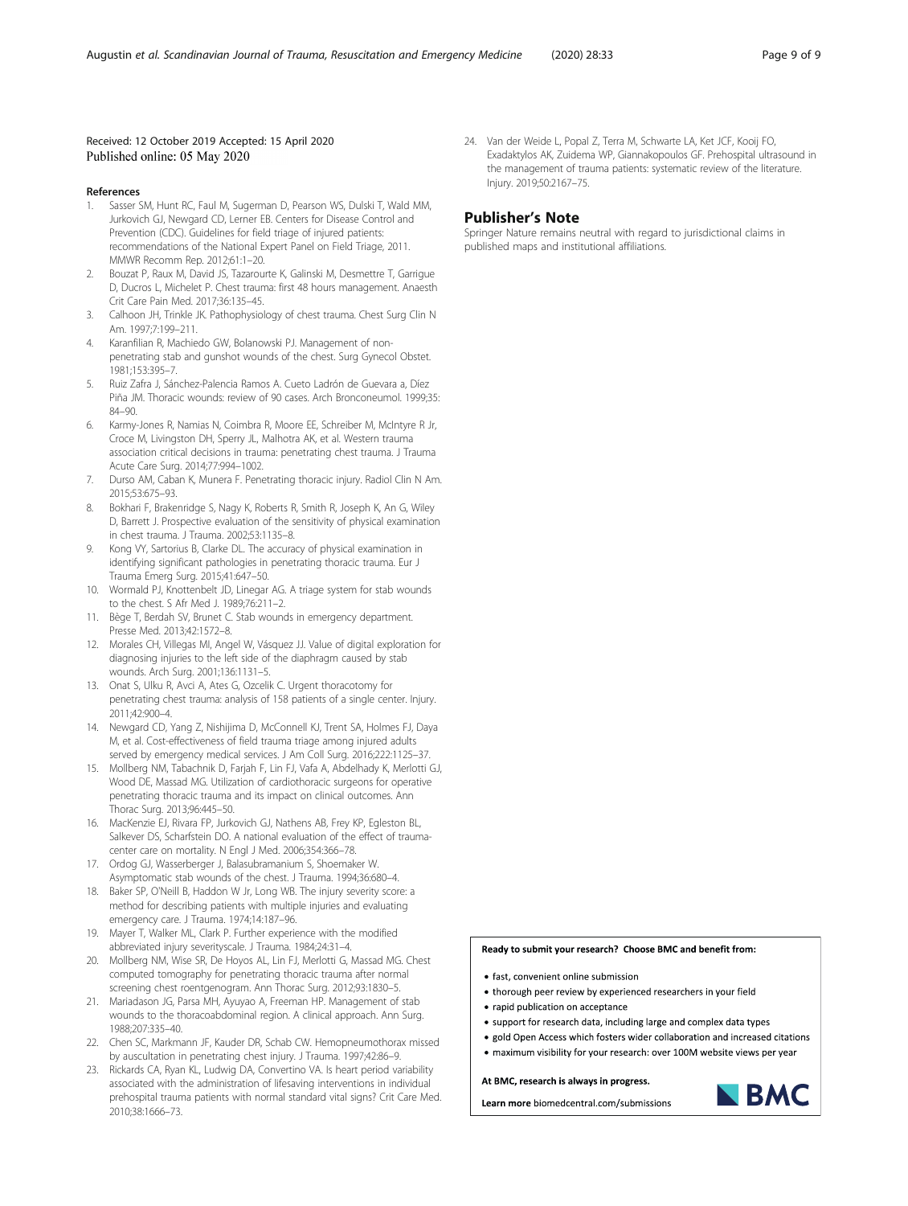Received: 12 October 2019 Accepted: 15 April 2020
Published online: 05 May 2020

## References

1. Sasser SM, Hunt RC, Faul M, Sugerman D, Pearson WS, Dulski T, Wald MM, Jurkovich GJ, Newgard CD, Lerner EB. Centers for Disease Control and Prevention (CDC). Guidelines for field triage of injured patients: recommendations of the National Expert Panel on Field Triage, 2011. MMWR Recomm Rep. 2012;61:1–20.
2. Bouzat P, Raux M, David JS, Tazarourte K, Galinski M, Desmettre T, Garrigue D, Ducros L, Michelet P. Chest trauma: first 48 hours management. Anaesth Crit Care Pain Med. 2017;36:135–45.
3. Calhoon JH, Trinkle JK. Pathophysiology of chest trauma. Chest Surg Clin N Am. 1997;7:199–211.
4. Karanfilian R, Machiedo GW, Bolanowski PJ. Management of non-penetrating stab and gunshot wounds of the chest. Surg Gynecol Obstet. 1981;153:395–7.
5. Ruiz Zafra J, Sánchez-Palencia Ramos A. Cueto Ladrón de Guevara a, Díez Piña JM. Thoracic wounds: review of 90 cases. Arch Bronconeumol. 1999;35:84–90.
6. Karmy-Jones R, Namias N, Coimbra R, Moore EE, Schreiber M, McIntyre R Jr, Croce M, Livingston DH, Sperry JL, Malhotra AK, et al. Western trauma association critical decisions in trauma: penetrating chest trauma. J Trauma Acute Care Surg. 2014;77:994–1002.
7. Durso AM, Caban K, Munera F. Penetrating thoracic injury. Radiol Clin N Am. 2015;53:675–93.
8. Bokhari F, Brakenridge S, Nagy K, Roberts R, Smith R, Joseph K, An G, Wiley D, Barrett J. Prospective evaluation of the sensitivity of physical examination in chest trauma. J Trauma. 2002;53:1135–8.
9. Kong VY, Sartorius B, Clarke DL. The accuracy of physical examination in identifying significant pathologies in penetrating thoracic trauma. Eur J Trauma Emerg Surg. 2015;41:647–50.
10. Wormald PJ, Knottenbelt JD, Linegar AG. A triage system for stab wounds to the chest. S Afr Med J. 1989;76:211–2.
11. Bège T, Berdah SV, Brunet C. Stab wounds in emergency department. Presse Med. 2013;42:1572–8.
12. Morales CH, Villegas MI, Angel W, Vásquez JJ. Value of digital exploration for diagnosing injuries to the left side of the diaphragm caused by stab wounds. Arch Surg. 2001;136:1131–5.
13. Onat S, Ulku R, Avci A, Ates G, Ozcelik C. Urgent thoracotomy for penetrating chest trauma: analysis of 158 patients of a single center. Injury. 2011;42:900–4.
14. Newgard CD, Yang Z, Nishijima D, McConnell KJ, Trent SA, Holmes FJ, Daya M, et al. Cost-effectiveness of field trauma triage among injured adults served by emergency medical services. J Am Coll Surg. 2016;222:1125–37.
15. Mollberg NM, Tabachnik D, Farjah F, Lin FJ, Vafa A, Abdelhady K, Merlotti GJ, Wood DE, Massad MG. Utilization of cardiothoracic surgeons for operative penetrating thoracic trauma and its impact on clinical outcomes. Ann Thorac Surg. 2013;96:445–50.
16. MacKenzie EJ, Rivara FP, Jurkovich GJ, Nathens AB, Frey KP, Egleston BL, Salkever DS, Scharfstein DO. A national evaluation of the effect of trauma-center care on mortality. N Engl J Med. 2006;354:366–78.
17. Ordog GJ, Wasserberger J, Balasubramanium S, Shoemaker W. Asymptomatic stab wounds of the chest. J Trauma. 1994;36:680–4.
18. Baker SP, O'Neill B, Haddon W Jr, Long WB. The injury severity score: a method for describing patients with multiple injuries and evaluating emergency care. J Trauma. 1974;14:187–96.
19. Mayer T, Walker ML, Clark P. Further experience with the modified abbreviated injury severityscale. J Trauma. 1984;24:31–4.
20. Mollberg NM, Wise SR, De Hoyos AL, Lin FJ, Merlotti G, Massad MG. Chest computed tomography for penetrating thoracic trauma after normal screening chest roentgenogram. Ann Thorac Surg. 2012;93:1830–5.
21. Mariadason JG, Parsa MH, Ayuyao A, Freeman HP. Management of stab wounds to the thoracoabdominal region. A clinical approach. Ann Surg. 1988;207:335–40.
22. Chen SC, Markmann JF, Kauder DR, Schab CW. Hemopneumothorax missed by auscultation in penetrating chest injury. J Trauma. 1997;42:86–9.
23. Rickards CA, Ryan KL, Ludwig DA, Convertino VA. Is heart period variability associated with the administration of lifesaving interventions in individual prehospital trauma patients with normal standard vital signs? Crit Care Med. 2010;38:1666–73.
24. Van der Weide L, Popal Z, Terra M, Schwarte LA, Ket JCF, Kooij FO, Exadaktylos AK, Zuidema WP, Giannakopoulos GF. Prehospital ultrasound in the management of trauma patients: systematic review of the literature. Injury. 2019;50:2167–75.

## Publisher's Note

Springer Nature remains neutral with regard to jurisdictional claims in published maps and institutional affiliations.

**Ready to submit your research? Choose BMC and benefit from:**

- fast, convenient online submission
- thorough peer review by experienced researchers in your field
- rapid publication on acceptance
- support for research data, including large and complex data types
- gold Open Access which fosters wider collaboration and increased citations
- maximum visibility for your research: over 100M website views per year

**At BMC, research is always in progress.**

**Learn more** biomedcentral.com/submissions

BMC